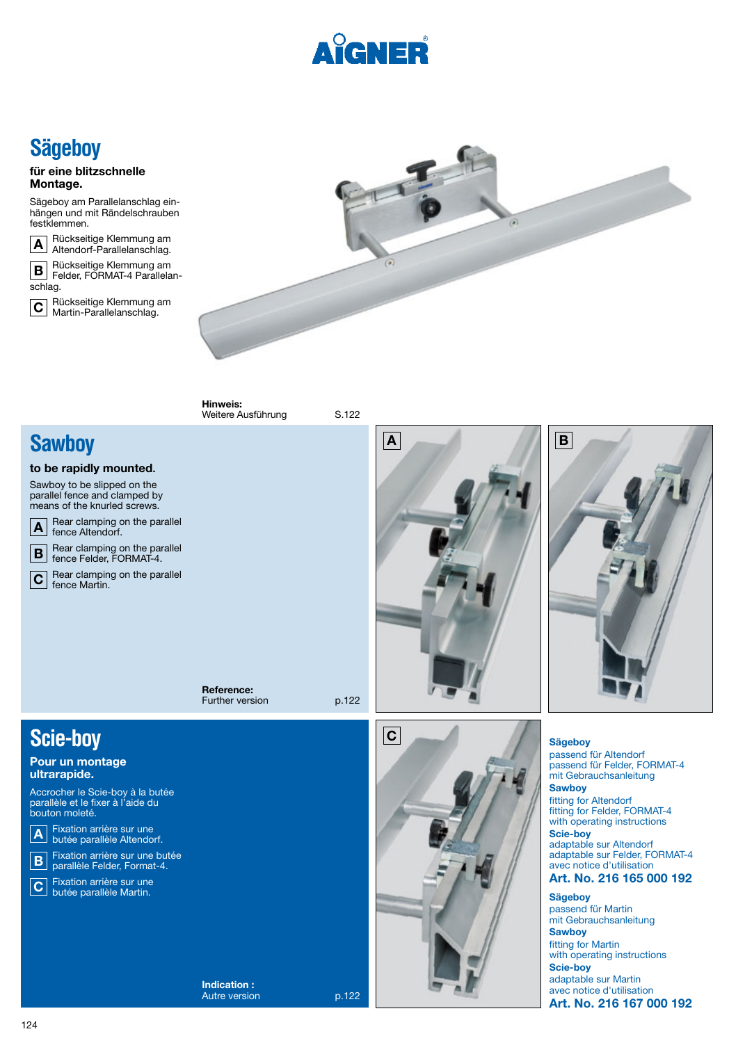# Sägeboy

**für eine blitzschnelle Montage.**

Sägeboy am Parallelanschlag einhängen und mit Rändelschrauben festklemmen.

**A** Rückseitige Klemmung am Altendorf-Parallelanschlag.

**B** Rückseitige Klemmung am Felder, FORMAT-4 Parallelanschlag.

**C** Rückseitige Klemmung am Martin-Parallelanschlag.

**Hinweis:**
Weitere Ausführung S.122

# Sawboy

**to be rapidly mounted.**

Sawboy to be slipped on the parallel fence and clamped by means of the knurled screws.

**A** Rear clamping on the parallel fence Altendorf.

**B** Rear clamping on the parallel fence Felder, FORMAT-4.

**C** Rear clamping on the parallel fence Martin.

**Reference:**
Further version p.122

# Scie-boy

**Pour un montage ultrarapide.**

Accrocher le Scie-boy à la butée parallèle et le fixer à l'aide du bouton moleté.

**A** Fixation arrière sur une butée parallèle Altendorf.

**B** Fixation arrière sur une butée parallèle Felder, Format-4.

**C** Fixation arrière sur une butée parallèle Martin.

**Indication :**
Autre version p.122

A

B

C

**Sägeboy**
passend für Altendorf
passend für Felder, FORMAT-4
mit Gebrauchsanleitung
**Sawboy**
fitting for Altendorf
fitting for Felder, FORMAT-4
with operating instructions
**Scie-boy**
adaptable sur Altendorf
adaptable sur Felder, FORMAT-4
avec notice d'utilisation
**Art. No. 216 165 000 192**

**Sägeboy**
passend für Martin
mit Gebrauchsanleitung
**Sawboy**
fitting for Martin
with operating instructions
**Scie-boy**
adaptable sur Martin
avec notice d'utilisation
**Art. No. 216 167 000 192**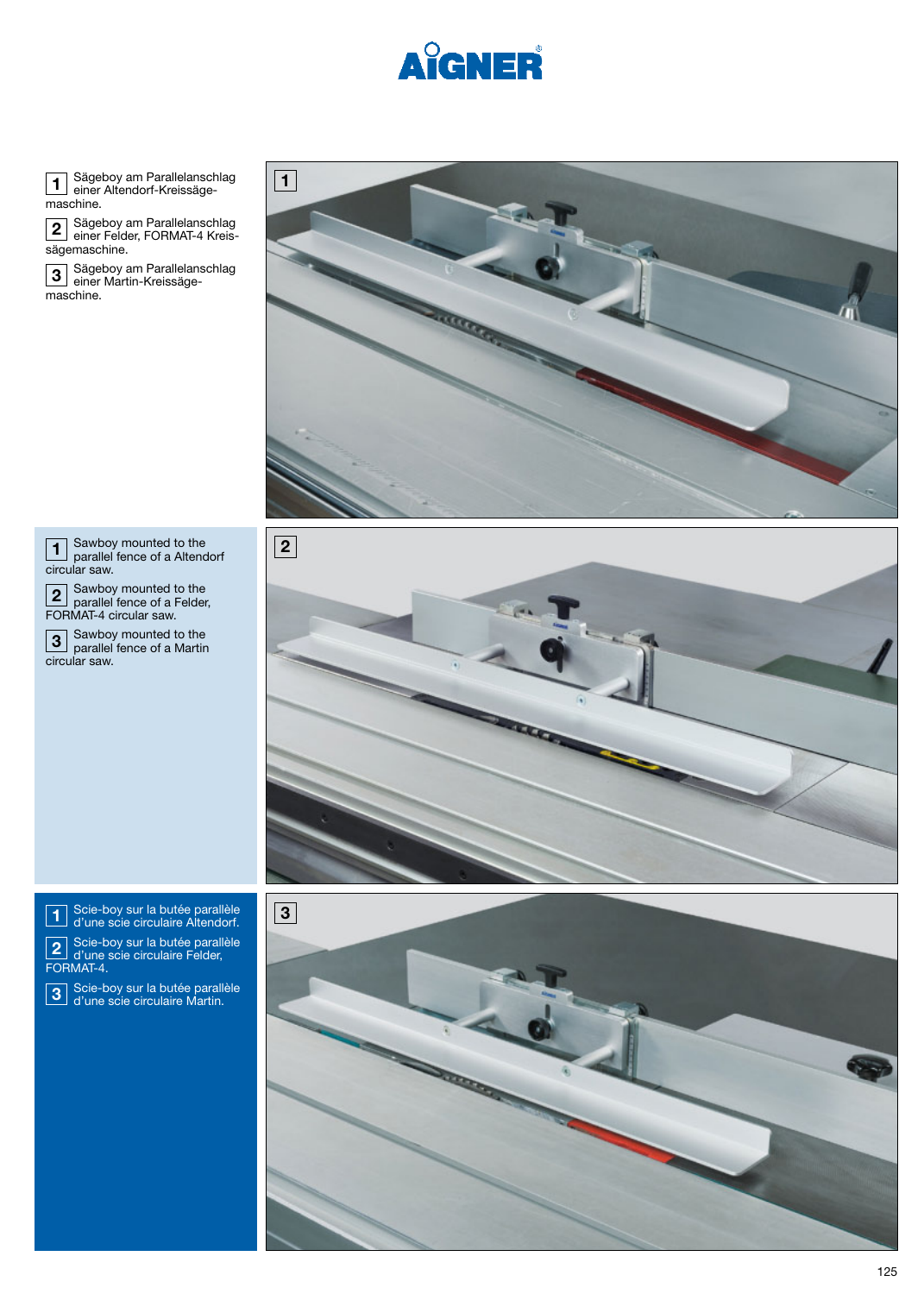**1** Sägeboy am Parallelanschlag einer Altendorf-Kreissäge­maschine.

**2** Sägeboy am Parallelanschlag einer Felder, FORMAT-4 Kreis­sägemaschine.

**3** Sägeboy am Parallelanschlag einer Martin-Kreissäge­maschine.

**1** Sawboy mounted to the parallel fence of a Altendorf circular saw.

**2** Sawboy mounted to the parallel fence of a Felder, FORMAT-4 circular saw.

**3** Sawboy mounted to the parallel fence of a Martin circular saw.

**1** Scie-boy sur la butée parallèle d'une scie circulaire Altendorf.

**2** Scie-boy sur la butée parallèle d'une scie circulaire Felder, FORMAT-4.

**3** Scie-boy sur la butée parallèle d'une scie circulaire Martin.